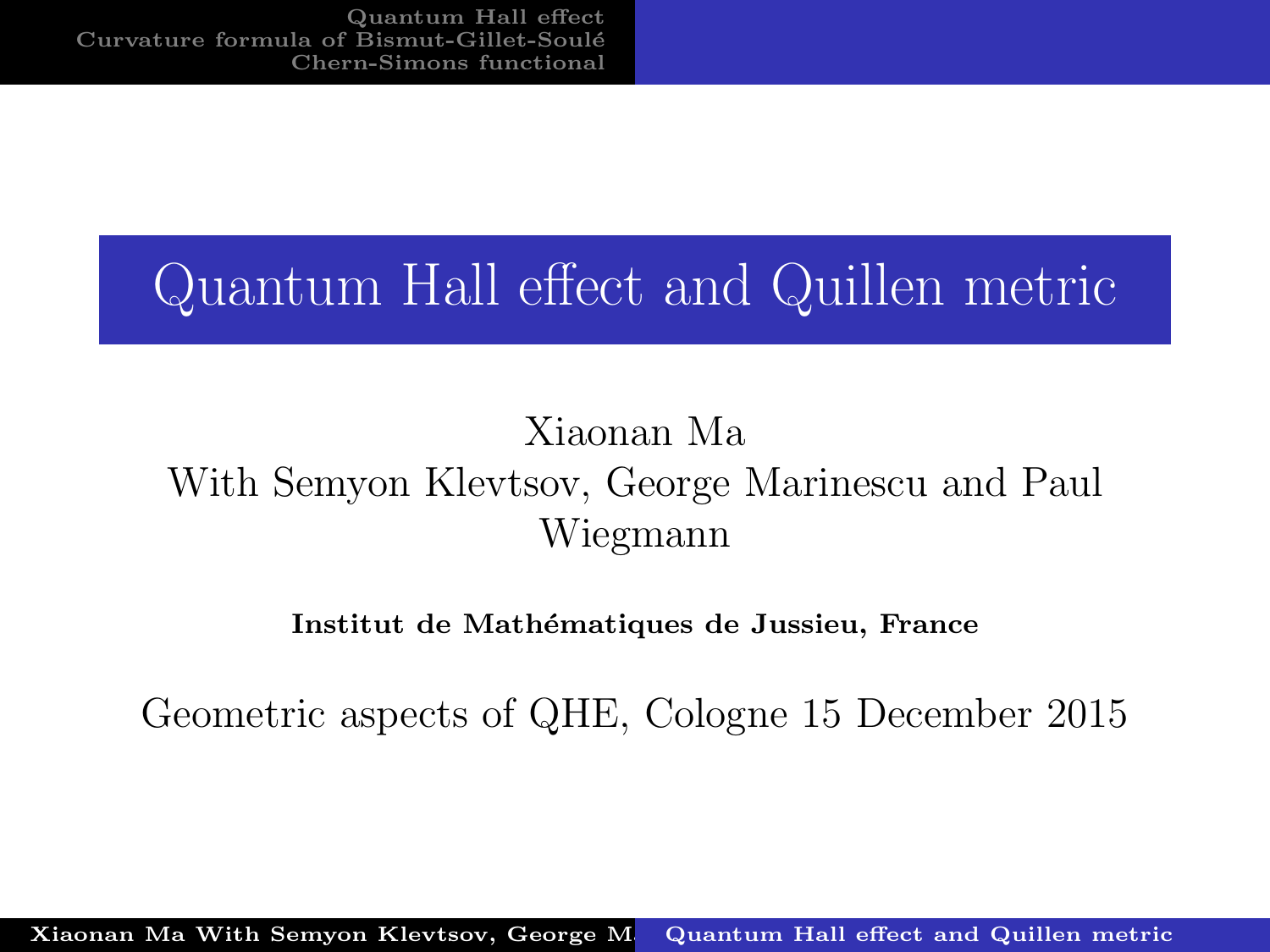# Quantum Hall effect and Quillen metric

Xiaonan Ma
With Semyon Klevtsov, George Marinescu and Paul Wiegmann

**Institut de Mathématiques de Jussieu, France**

Geometric aspects of QHE, Cologne 15 December 2015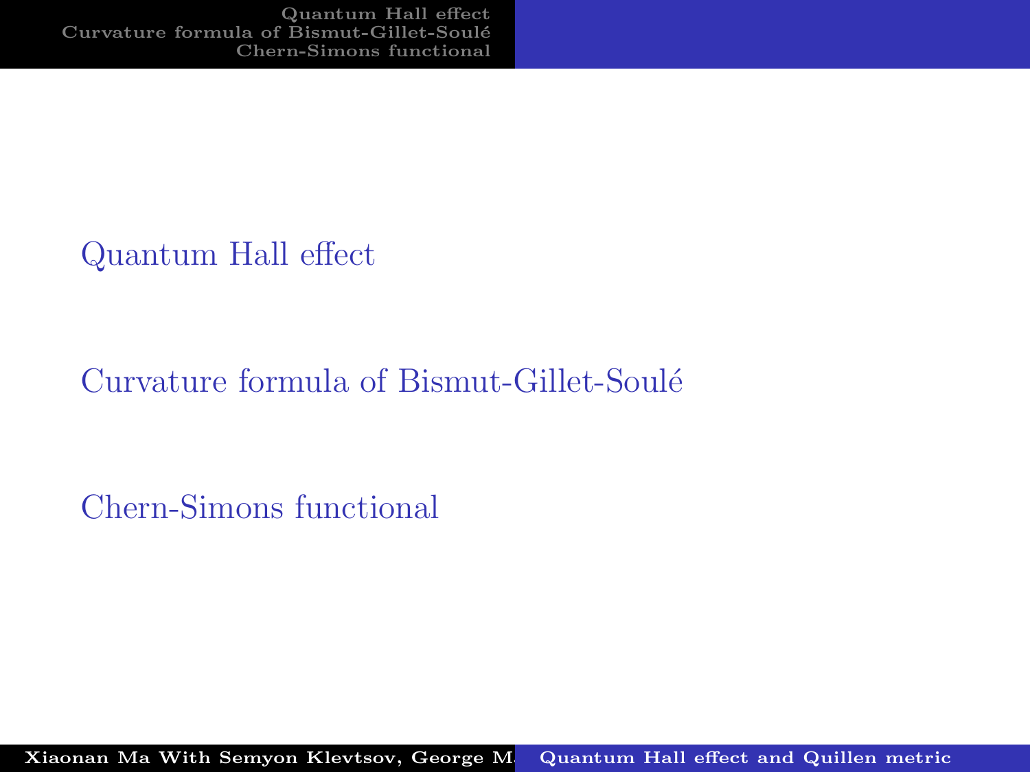Quantum Hall effect

Curvature formula of Bismut-Gillet-Soulé

Chern-Simons functional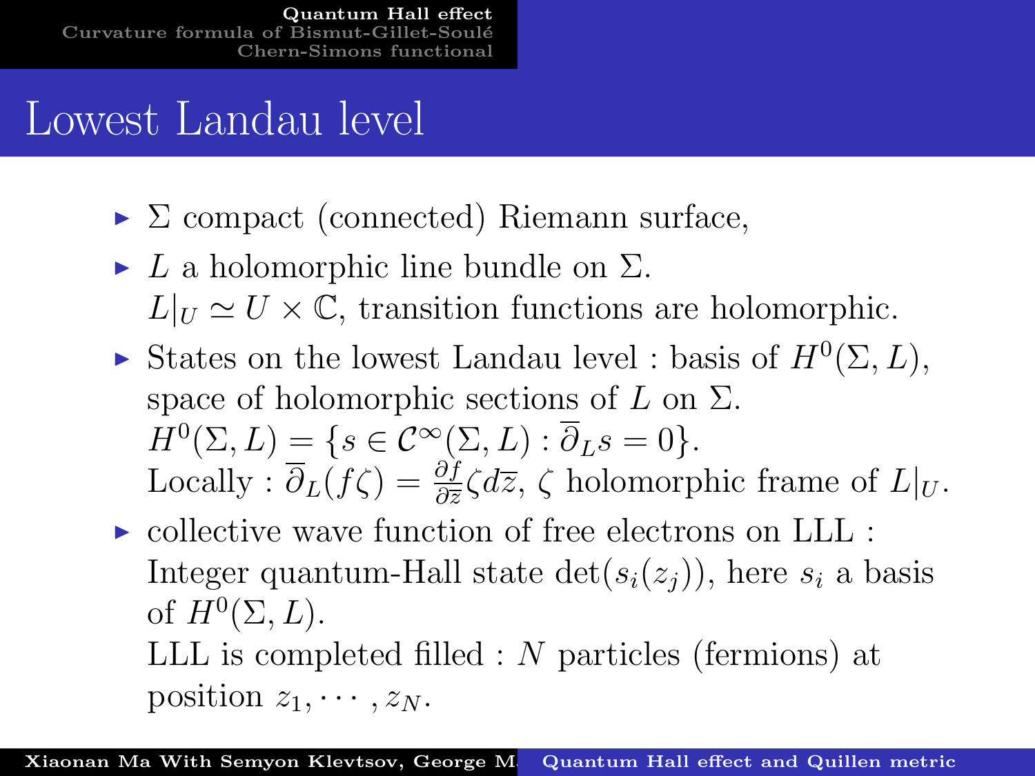# Lowest Landau level

- $\Sigma$ compact (connected) Riemann surface,
- $L$ a holomorphic line bundle on $\Sigma$.
  $L|_U \simeq U \times \mathbb{C}$, transition functions are holomorphic.
- States on the lowest Landau level : basis of $H^0(\Sigma, L)$, space of holomorphic sections of $L$ on $\Sigma$.
  $H^0(\Sigma, L) = \{s \in \mathcal{C}^\infty(\Sigma, L) : \overline{\partial}_L s = 0\}$.
  Locally : $\overline{\partial}_L(f\zeta) = \frac{\partial f}{\partial \overline{z}} \zeta d\overline{z}$, $\zeta$ holomorphic frame of $L|_U$.
- collective wave function of free electrons on LLL : Integer quantum-Hall state $\det(s_i(z_j))$, here $s_i$ a basis of $H^0(\Sigma, L)$.
  LLL is completed filled : $N$ particles (fermions) at position $z_1, \cdots, z_N$.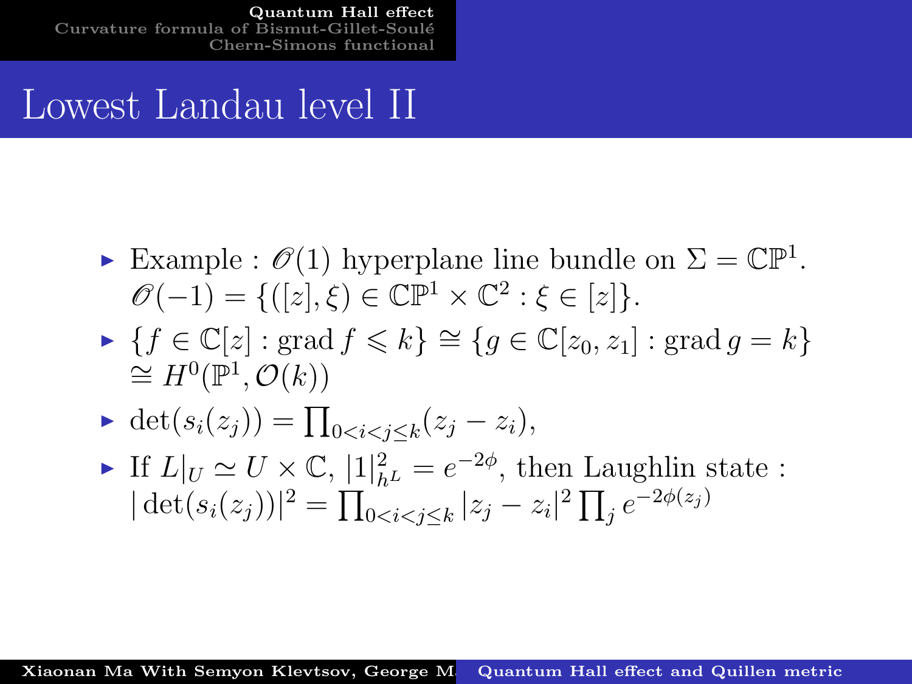# Lowest Landau level II

- Example : $\mathscr{O}(1)$ hyperplane line bundle on $\Sigma = \mathbb{CP}^1$. $\mathscr{O}(-1) = \{([z], \xi) \in \mathbb{CP}^1 \times \mathbb{C}^2 : \xi \in [z]\}$.
- $\{f \in \mathbb{C}[z] : \operatorname{grad} f \leqslant k\} \cong \{g \in \mathbb{C}[z_0, z_1] : \operatorname{grad} g = k\}$ $\cong H^0(\mathbb{P}^1, \mathcal{O}(k))$
- $\det(s_i(z_j)) = \prod_{0<i<j\leq k}(z_j - z_i)$,
- If $L|_U \simeq U \times \mathbb{C}$, $|1|^2_{h^L} = e^{-2\phi}$, then Laughlin state : $|\det(s_i(z_j))|^2 = \prod_{0<i<j\leq k} |z_j - z_i|^2 \prod_j e^{-2\phi(z_j)}$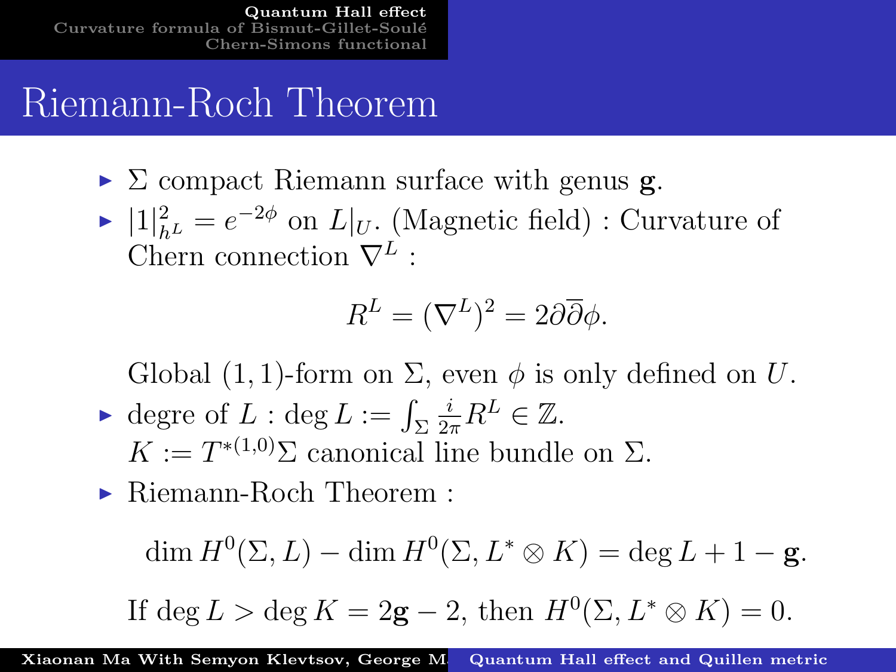# Riemann-Roch Theorem

- $\Sigma$ compact Riemann surface with genus $\mathbf{g}$.
- $|1|^2_{h^L} = e^{-2\phi}$ on $L|_U$. (Magnetic field) : Curvature of Chern connection $\nabla^L$ :

$$R^L = (\nabla^L)^2 = 2\partial\overline{\partial}\phi.$$

  Global $(1,1)$-form on $\Sigma$, even $\phi$ is only defined on $U$.
- degree of $L$ : $\deg L := \int_\Sigma \frac{i}{2\pi} R^L \in \mathbb{Z}$.
  $K := T^{*(1,0)}\Sigma$ canonical line bundle on $\Sigma$.
- Riemann-Roch Theorem :

$$\dim H^0(\Sigma, L) - \dim H^0(\Sigma, L^* \otimes K) = \deg L + 1 - \mathbf{g}.$$

  If $\deg L > \deg K = 2\mathbf{g} - 2$, then $H^0(\Sigma, L^* \otimes K) = 0$.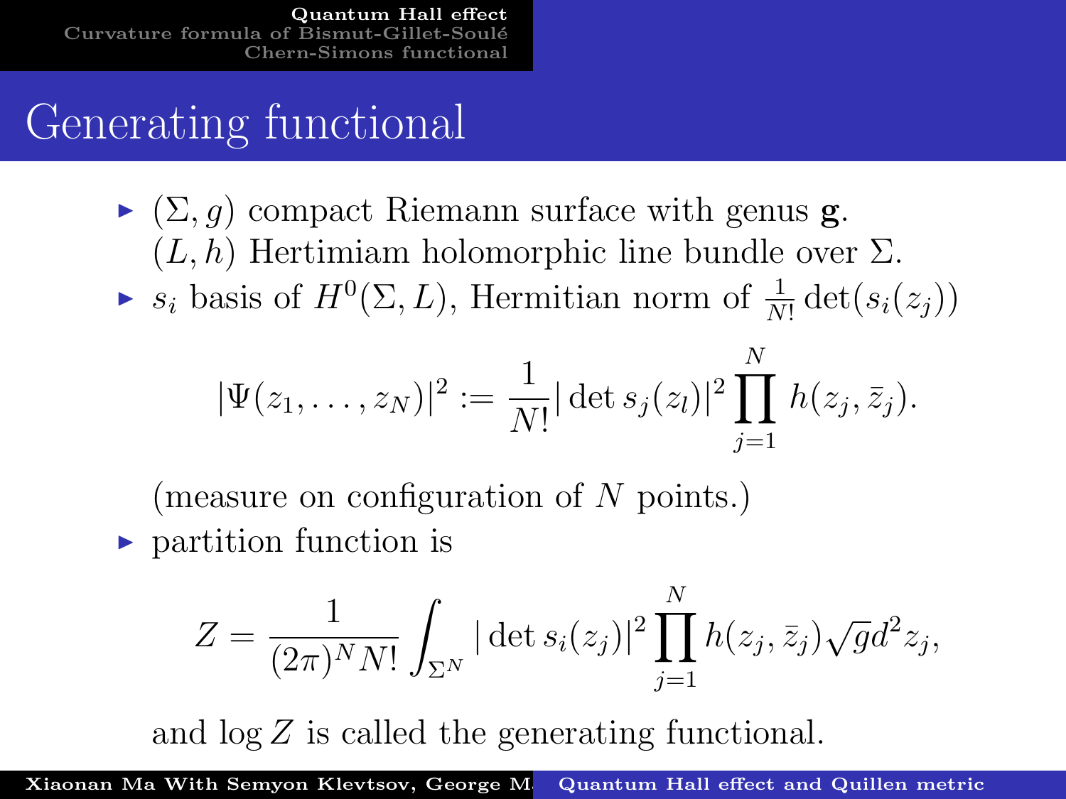# Generating functional

- $(\Sigma, g)$ compact Riemann surface with genus $\mathbf{g}$.
  $(L, h)$ Hertimiam holomorphic line bundle over $\Sigma$.
- $s_i$ basis of $H^0(\Sigma, L)$, Hermitian norm of $\frac{1}{N!}\det(s_i(z_j))$

$$
|\Psi(z_1, \ldots, z_N)|^2 := \frac{1}{N!} |\det s_j(z_l)|^2 \prod_{j=1}^{N} h(z_j, \bar{z}_j).
$$

  (measure on configuration of $N$ points.)
- partition function is

$$
Z = \frac{1}{(2\pi)^N N!} \int_{\Sigma^N} |\det s_i(z_j)|^2 \prod_{j=1}^{N} h(z_j, \bar{z}_j) \sqrt{g} d^2 z_j,
$$

  and $\log Z$ is called the generating functional.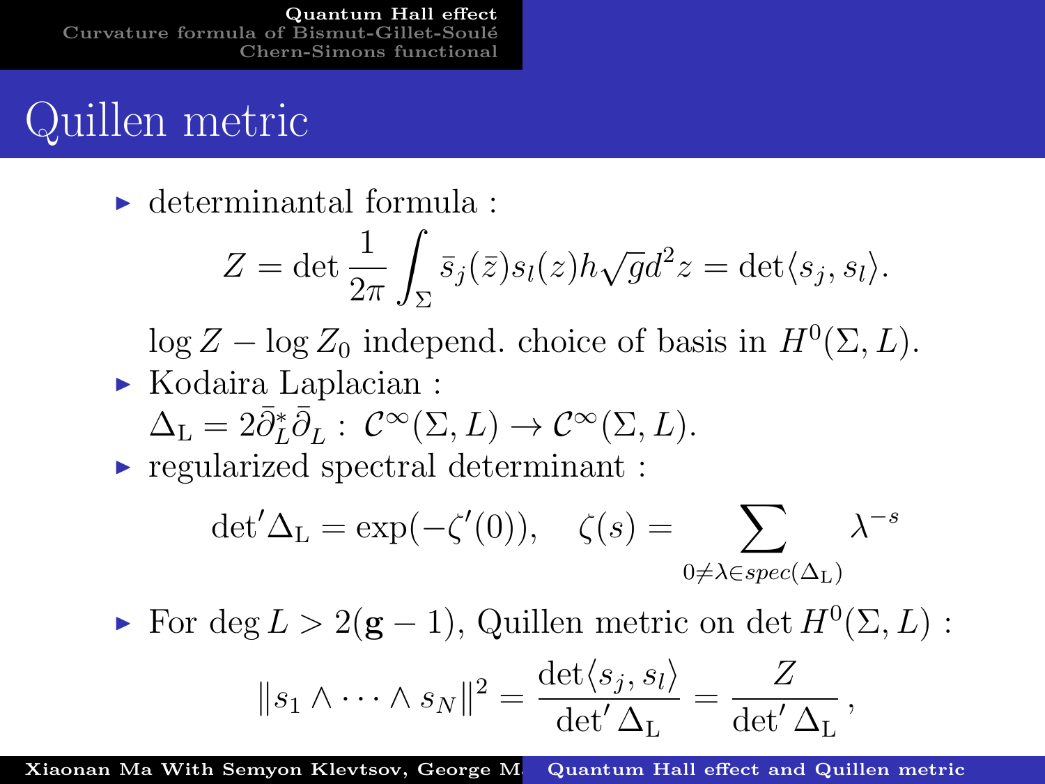# Quillen metric

- determinantal formula :

$$Z = \det \frac{1}{2\pi} \int_{\Sigma} \bar{s}_j(\bar{z}) s_l(z) h \sqrt{g} d^2 z = \det \langle s_j, s_l \rangle.$$

  $\log Z - \log Z_0$ independ. choice of basis in $H^0(\Sigma, L)$.

- Kodaira Laplacian :
  $\Delta_{\mathrm{L}} = 2\bar{\partial}_L^* \bar{\partial}_L : \mathcal{C}^\infty(\Sigma, L) \to \mathcal{C}^\infty(\Sigma, L)$.

- regularized spectral determinant :

$$\det{}' \Delta_{\mathrm{L}} = \exp(-\zeta'(0)), \quad \zeta(s) = \sum_{0 \neq \lambda \in spec(\Delta_{\mathrm{L}})} \lambda^{-s}$$

- For $\deg L > 2(\mathbf{g} - 1)$, Quillen metric on $\det H^0(\Sigma, L)$ :

$$\| s_1 \wedge \cdots \wedge s_N \|^2 = \frac{\det \langle s_j, s_l \rangle}{\det' \Delta_{\mathrm{L}}} = \frac{Z}{\det' \Delta_{\mathrm{L}}},$$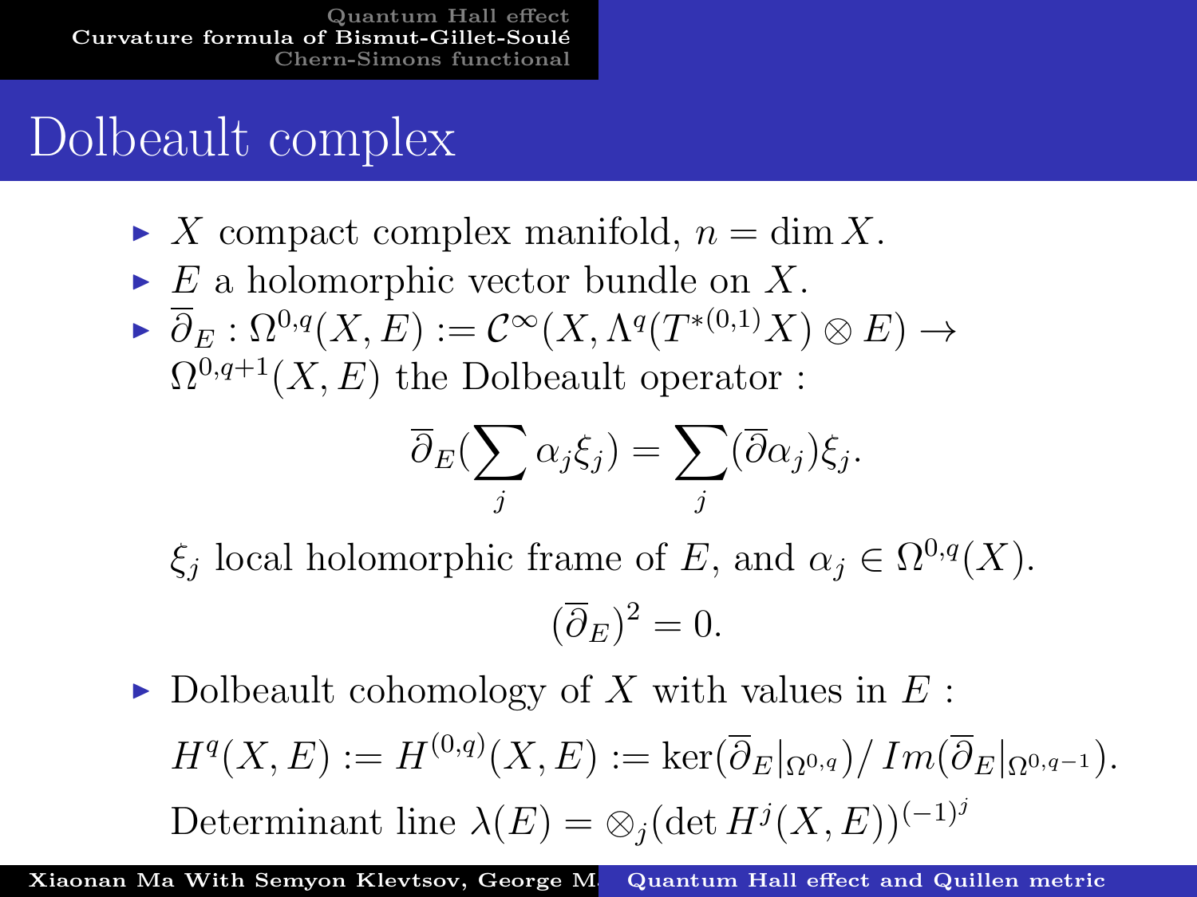# Dolbeault complex

- $X$ compact complex manifold, $n = \dim X$.
- $E$ a holomorphic vector bundle on $X$.
- $\overline{\partial}_E : \Omega^{0,q}(X,E) := \mathcal{C}^\infty(X, \Lambda^q(T^{*(0,1)}X) \otimes E) \to \Omega^{0,q+1}(X,E)$ the Dolbeault operator :

$$\overline{\partial}_E(\sum_j \alpha_j \xi_j) = \sum_j (\overline{\partial}\alpha_j)\xi_j.$$

  $\xi_j$ local holomorphic frame of $E$, and $\alpha_j \in \Omega^{0,q}(X)$.

$$(\overline{\partial}_E)^2 = 0.$$

- Dolbeault cohomology of $X$ with values in $E$ :

  $H^q(X,E) := H^{(0,q)}(X,E) := \ker(\overline{\partial}_E|_{\Omega^{0,q}})/\, Im(\overline{\partial}_E|_{\Omega^{0,q-1}})$.

  Determinant line $\lambda(E) = \otimes_j (\det H^j(X,E))^{(-1)^j}$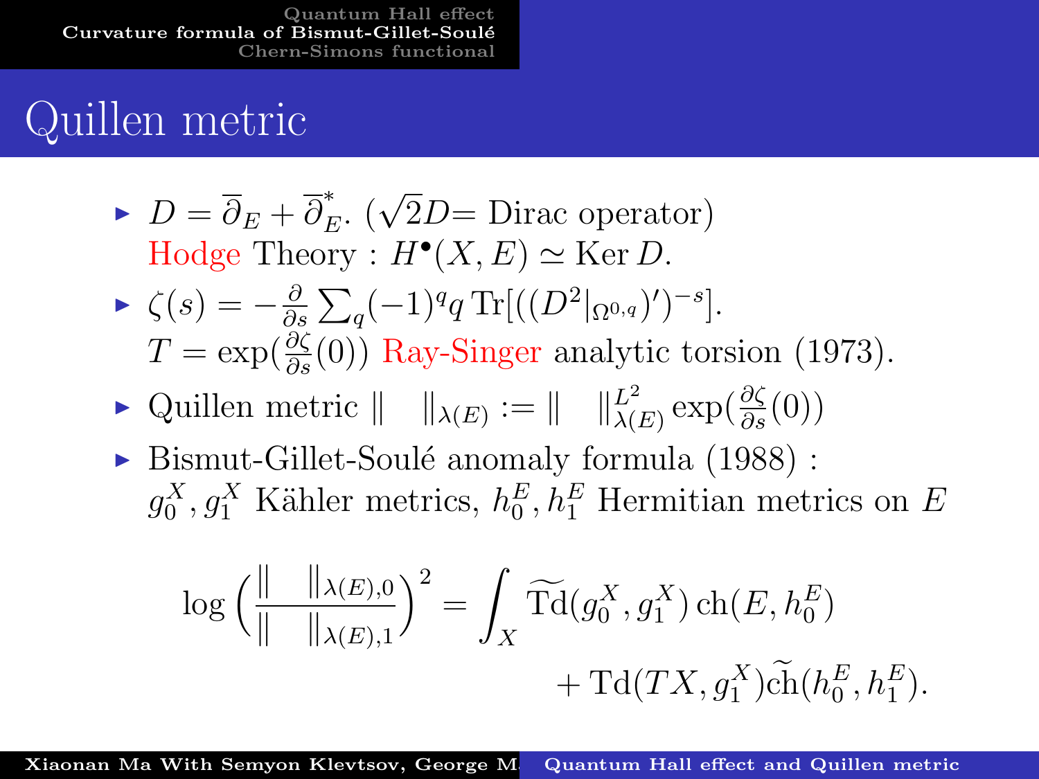# Quillen metric

- $D = \overline{\partial}_E + \overline{\partial}_E^*$. ($\sqrt{2}D$= Dirac operator)
  Hodge Theory : $H^\bullet(X, E) \simeq \operatorname{Ker} D$.
- $\zeta(s) = -\frac{\partial}{\partial s} \sum_q (-1)^q q \operatorname{Tr}[((D^2|_{\Omega^{0,q}})')^{-s}]$.
  $T = \exp(\frac{\partial \zeta}{\partial s}(0))$ Ray-Singer analytic torsion (1973).
- Quillen metric $\| \quad \|_{\lambda(E)} := \| \quad \|^{L^2}_{\lambda(E)} \exp(\frac{\partial \zeta}{\partial s}(0))$
- Bismut-Gillet-Soulé anomaly formula (1988) :
  $g_0^X, g_1^X$ Kähler metrics, $h_0^E, h_1^E$ Hermitian metrics on $E$

$$\log \Big( \frac{\| \quad \|_{\lambda(E),0}}{\| \quad \|_{\lambda(E),1}} \Big)^2 = \int_X \widetilde{\operatorname{Td}}(g_0^X, g_1^X) \operatorname{ch}(E, h_0^E) + \operatorname{Td}(TX, g_1^X) \widetilde{\operatorname{ch}}(h_0^E, h_1^E).$$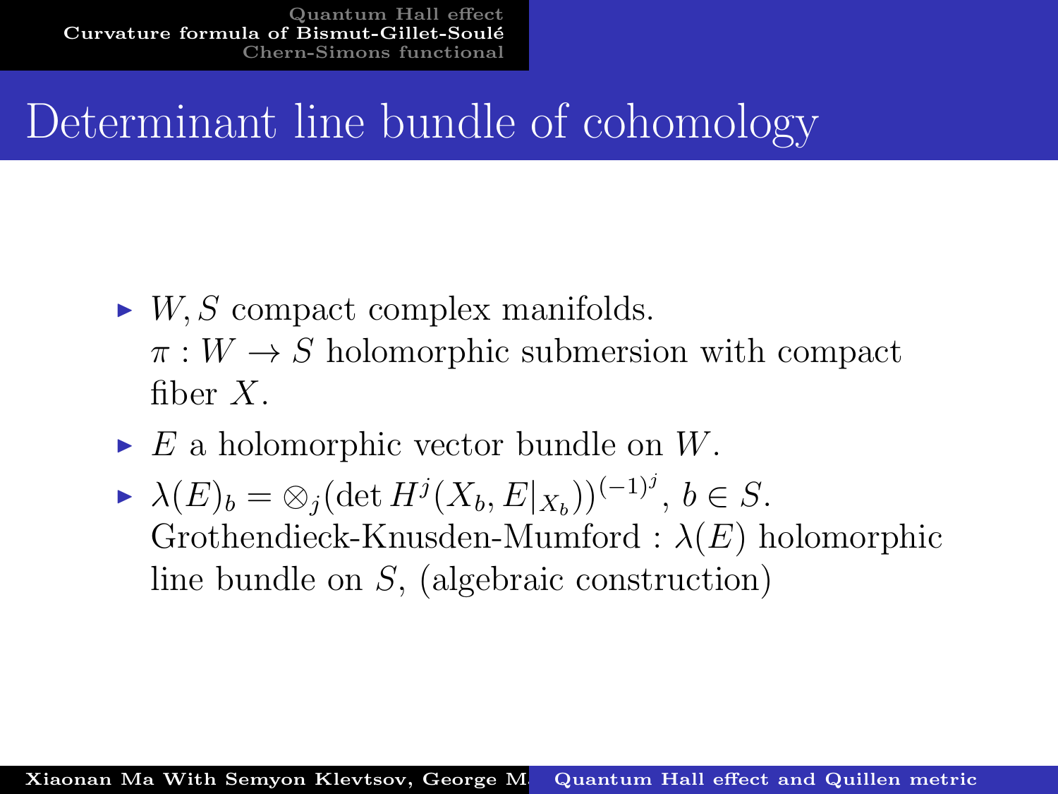# Determinant line bundle of cohomology

- $W, S$ compact complex manifolds.
  $\pi : W \to S$ holomorphic submersion with compact fiber $X$.
- $E$ a holomorphic vector bundle on $W$.
- $\lambda(E)_b = \otimes_j (\det H^j(X_b, E|_{X_b}))^{(-1)^j}$, $b \in S$.
  Grothendieck-Knusden-Mumford : $\lambda(E)$ holomorphic line bundle on $S$, (algebraic construction)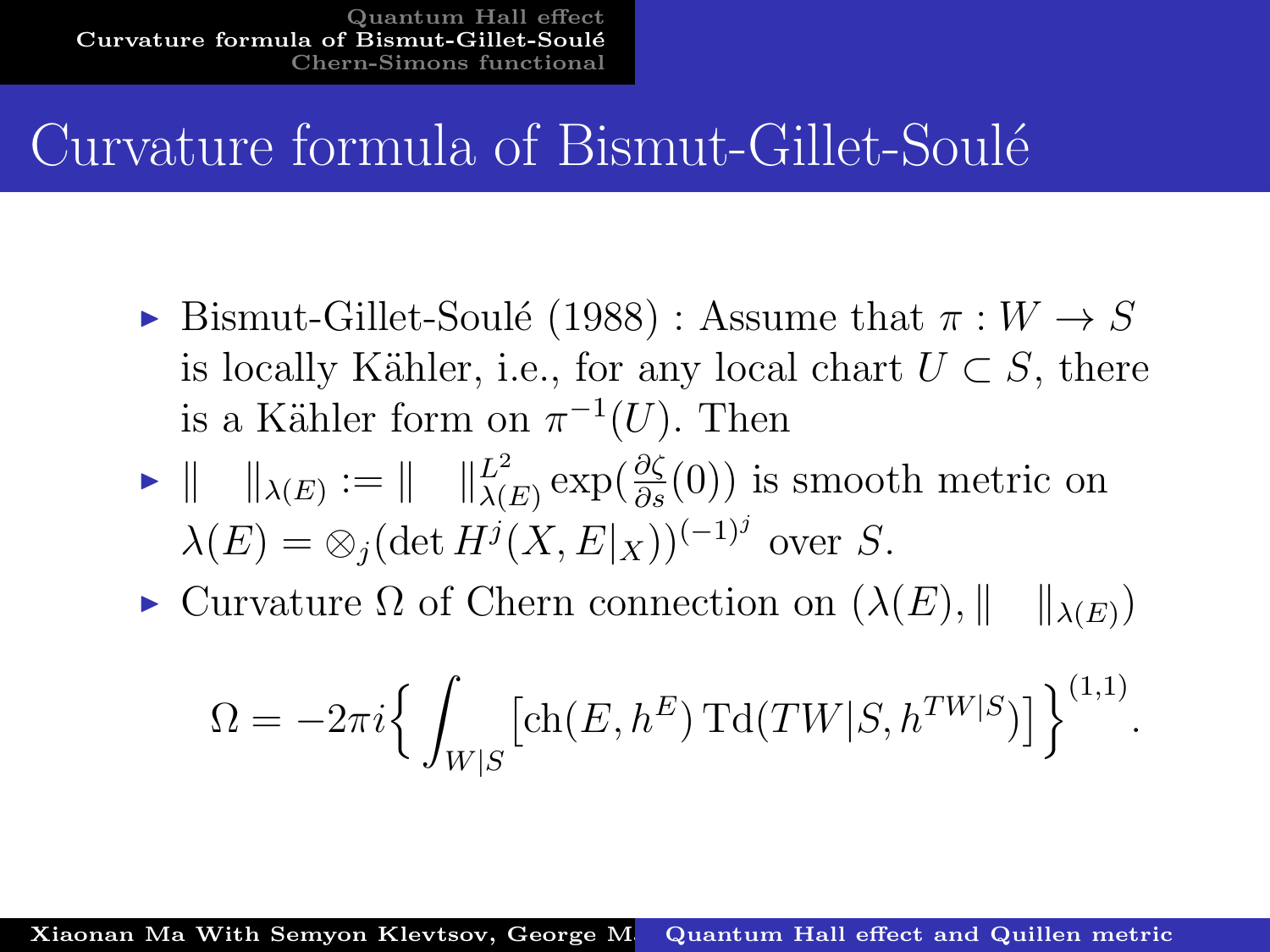# Curvature formula of Bismut-Gillet-Soulé

- Bismut-Gillet-Soulé (1988) : Assume that $\pi : W \to S$ is locally Kähler, i.e., for any local chart $U \subset S$, there is a Kähler form on $\pi^{-1}(U)$. Then
- $\| \quad \|_{\lambda(E)} := \| \quad \|^{L^2}_{\lambda(E)} \exp(\frac{\partial \zeta}{\partial s}(0))$ is smooth metric on $\lambda(E) = \otimes_j (\det H^j(X, E|_X))^{(-1)^j}$ over $S$.
- Curvature $\Omega$ of Chern connection on $(\lambda(E), \| \quad \|_{\lambda(E)})$

$$\Omega = -2\pi i \Big\{ \int_{W|S} \big[ \mathrm{ch}(E, h^E) \, \mathrm{Td}(TW|S, h^{TW|S}) \big] \Big\}^{(1,1)}.$$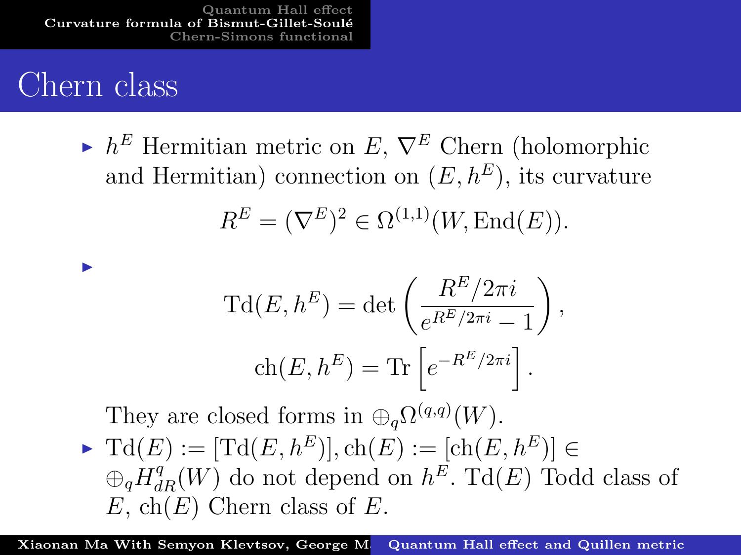# Chern class

- $h^E$ Hermitian metric on $E$, $\nabla^E$ Chern (holomorphic and Hermitian) connection on $(E, h^E)$, its curvature

$$R^E = (\nabla^E)^2 \in \Omega^{(1,1)}(W, \mathrm{End}(E)).$$

- $$\mathrm{Td}(E, h^E) = \det\left(\frac{R^E/2\pi i}{e^{R^E/2\pi i} - 1}\right),$$

$$\mathrm{ch}(E, h^E) = \mathrm{Tr}\left[e^{-R^E/2\pi i}\right].$$

  They are closed forms in $\oplus_q \Omega^{(q,q)}(W)$.

- $\mathrm{Td}(E) := [\mathrm{Td}(E, h^E)], \mathrm{ch}(E) := [\mathrm{ch}(E, h^E)] \in \oplus_q H^q_{dR}(W)$ do not depend on $h^E$. $\mathrm{Td}(E)$ Todd class of $E$, $\mathrm{ch}(E)$ Chern class of $E$.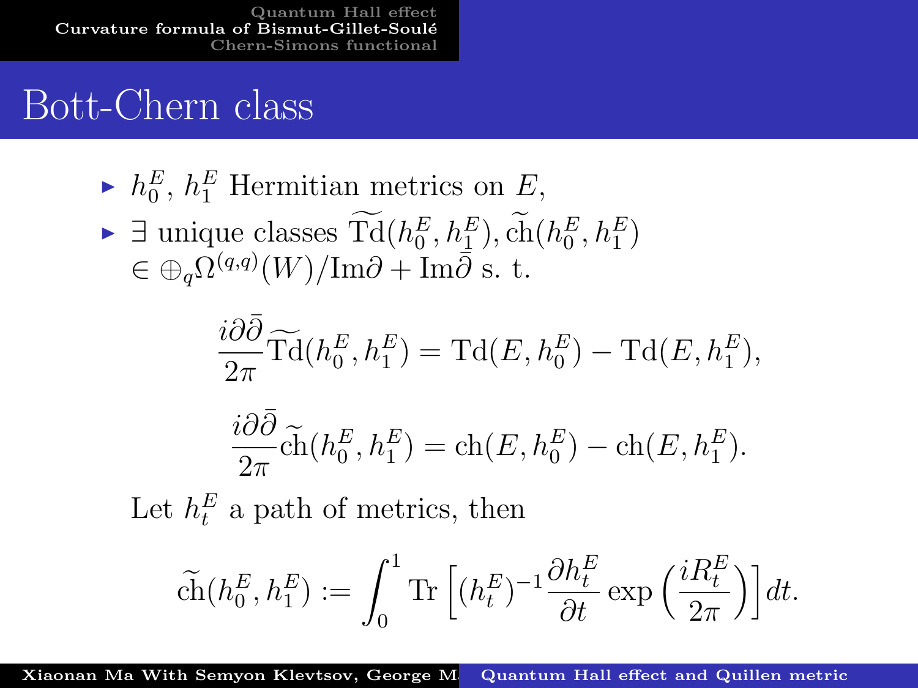# Bott-Chern class

- $h_0^E$, $h_1^E$ Hermitian metrics on $E$,
- $\exists$ unique classes $\widetilde{\mathrm{Td}}(h_0^E, h_1^E), \widetilde{\mathrm{ch}}(h_0^E, h_1^E)$ $\in \oplus_q \Omega^{(q,q)}(W)/\mathrm{Im}\partial + \mathrm{Im}\bar{\partial}$ s. t.

$$\frac{i\partial\bar{\partial}}{2\pi}\widetilde{\mathrm{Td}}(h_0^E, h_1^E) = \mathrm{Td}(E, h_0^E) - \mathrm{Td}(E, h_1^E),$$

$$\frac{i\partial\bar{\partial}}{2\pi}\widetilde{\mathrm{ch}}(h_0^E, h_1^E) = \mathrm{ch}(E, h_0^E) - \mathrm{ch}(E, h_1^E).$$

Let $h_t^E$ a path of metrics, then

$$\widetilde{\mathrm{ch}}(h_0^E, h_1^E) := \int_0^1 \mathrm{Tr}\left[(h_t^E)^{-1}\frac{\partial h_t^E}{\partial t}\exp\left(\frac{iR_t^E}{2\pi}\right)\right]dt.$$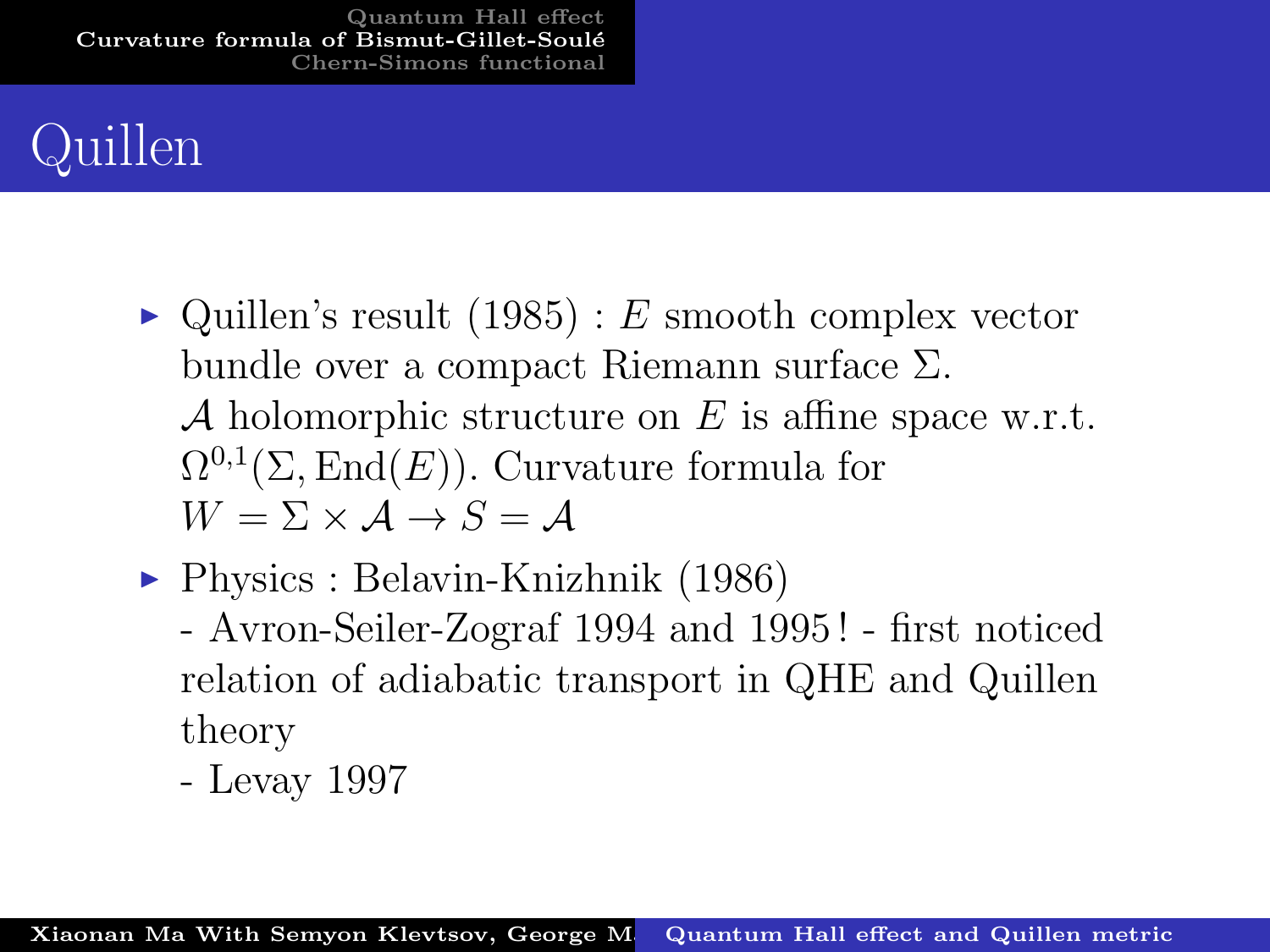# Quillen

- Quillen's result (1985) : $E$ smooth complex vector bundle over a compact Riemann surface $\Sigma$. $\mathcal{A}$ holomorphic structure on $E$ is affine space w.r.t. $\Omega^{0,1}(\Sigma, \mathrm{End}(E))$. Curvature formula for $W = \Sigma \times \mathcal{A} \to S = \mathcal{A}$
- Physics : Belavin-Knizhnik (1986)
  - Avron-Seiler-Zograf 1994 and 1995! - first noticed relation of adiabatic transport in QHE and Quillen theory
  - Levay 1997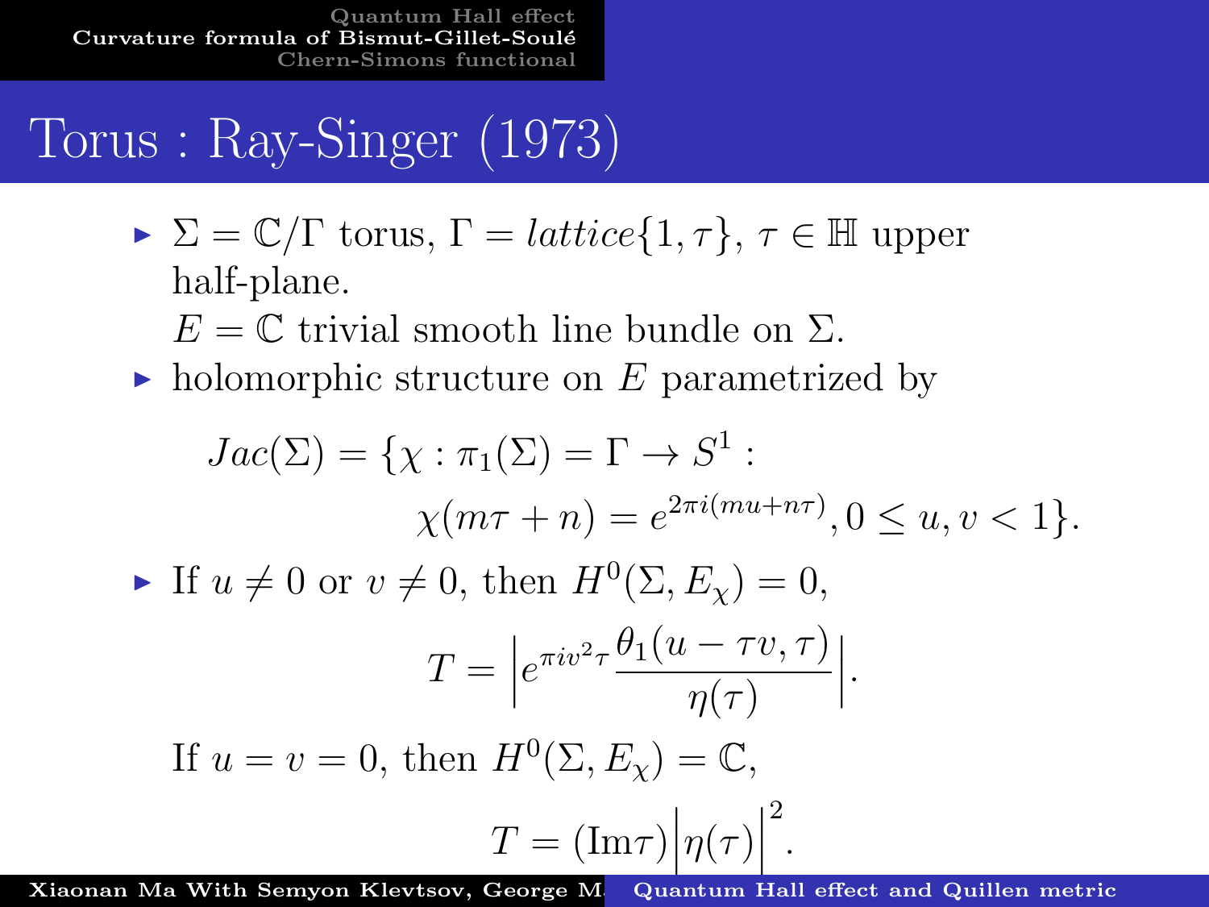# Torus : Ray-Singer (1973)

- $\Sigma = \mathbb{C}/\Gamma$ torus, $\Gamma = lattice\{1, \tau\}$, $\tau \in \mathbb{H}$ upper half-plane.
  $E = \mathbb{C}$ trivial smooth line bundle on $\Sigma$.
- holomorphic structure on $E$ parametrized by

$$Jac(\Sigma) = \{\chi : \pi_1(\Sigma) = \Gamma \to S^1 : \\ \chi(m\tau + n) = e^{2\pi i(mu + n\tau)}, 0 \leq u, v < 1\}.$$

- If $u \neq 0$ or $v \neq 0$, then $H^0(\Sigma, E_\chi) = 0$,

$$T = \left| e^{\pi i v^2 \tau} \frac{\theta_1(u - \tau v, \tau)}{\eta(\tau)} \right|.$$

  If $u = v = 0$, then $H^0(\Sigma, E_\chi) = \mathbb{C}$,

$$T = (\mathrm{Im}\tau) \Big| \eta(\tau) \Big|^2.$$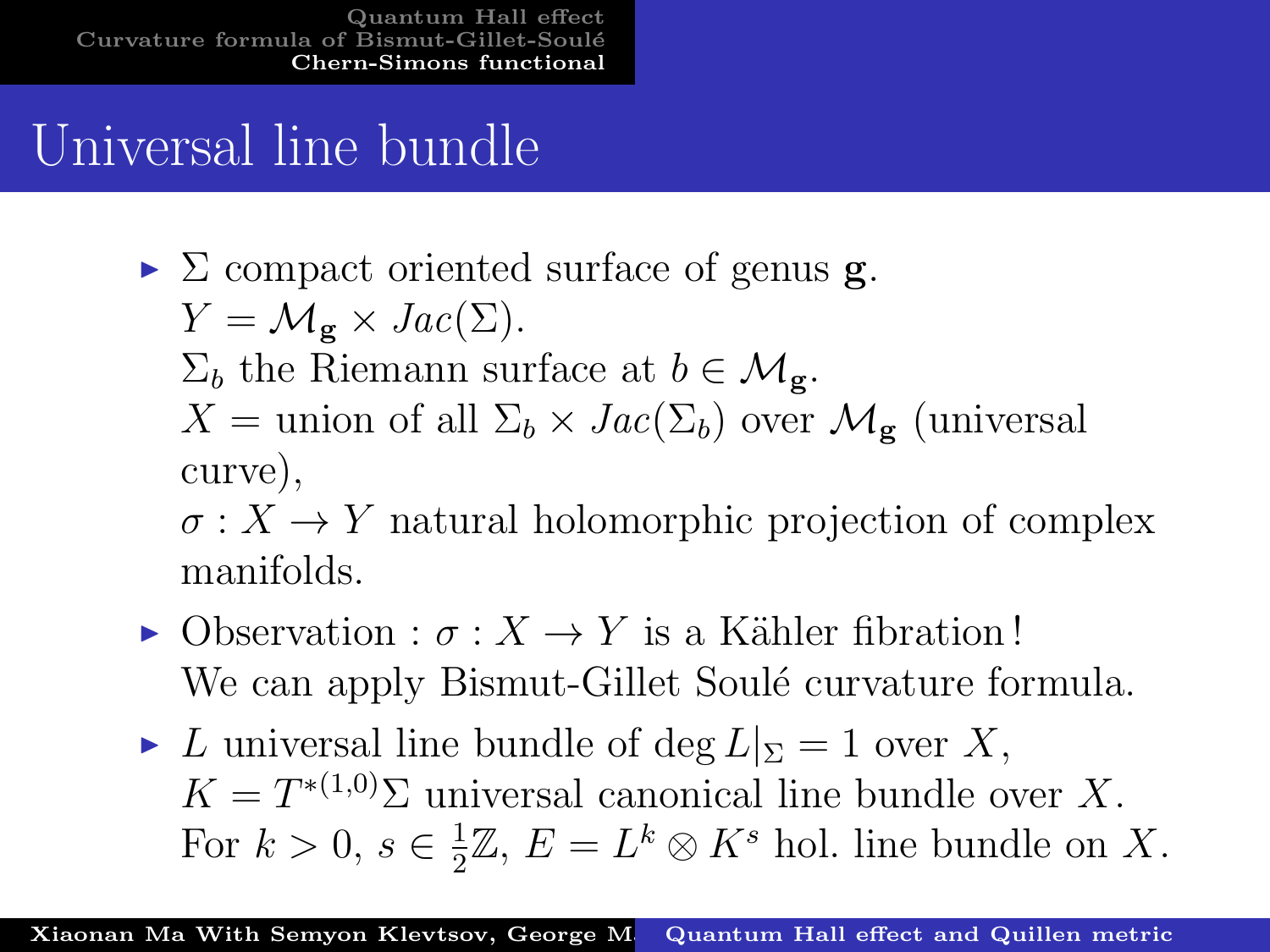# Universal line bundle

- $\Sigma$ compact oriented surface of genus $\mathbf{g}$.
  $Y = \mathcal{M}_{\mathbf{g}} \times Jac(\Sigma)$.
  $\Sigma_b$ the Riemann surface at $b \in \mathcal{M}_{\mathbf{g}}$.
  $X$ = union of all $\Sigma_b \times Jac(\Sigma_b)$ over $\mathcal{M}_{\mathbf{g}}$ (universal curve),
  $\sigma : X \to Y$ natural holomorphic projection of complex manifolds.
- Observation : $\sigma : X \to Y$ is a Kähler fibration !
  We can apply Bismut-Gillet Soulé curvature formula.
- $L$ universal line bundle of $\deg L|_{\Sigma} = 1$ over $X$,
  $K = T^{*(1,0)}\Sigma$ universal canonical line bundle over $X$.
  For $k > 0$, $s \in \frac{1}{2}\mathbb{Z}$, $E = L^k \otimes K^s$ hol. line bundle on $X$.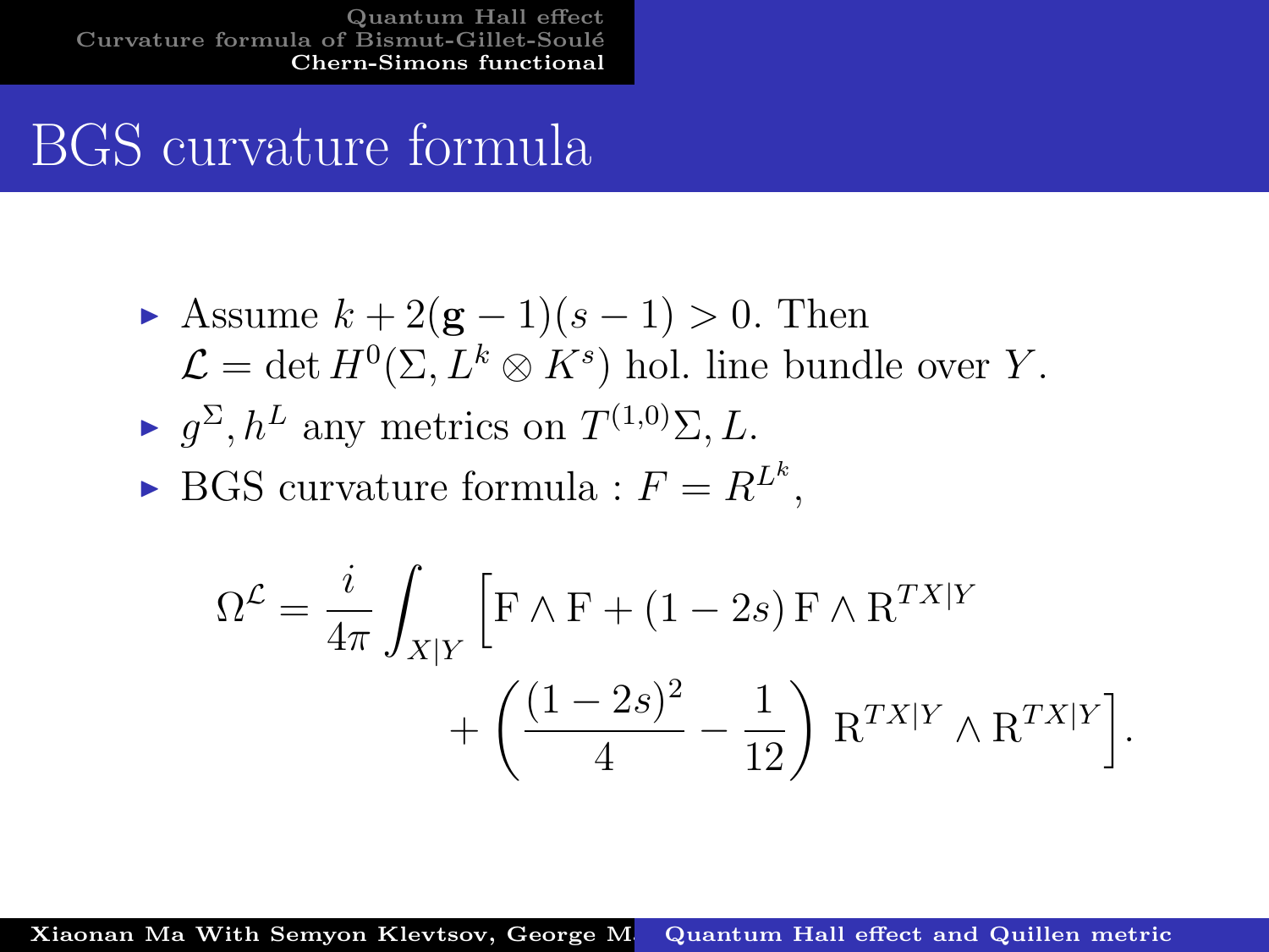# BGS curvature formula

- Assume $k + 2(\mathbf{g} - 1)(s - 1) > 0$. Then $\mathcal{L} = \det H^0(\Sigma, L^k \otimes K^s)$ hol. line bundle over $Y$.
- $g^\Sigma, h^L$ any metrics on $T^{(1,0)}\Sigma, L$.
- BGS curvature formula : $F = R^{L^k}$,

$$\Omega^{\mathcal{L}} = \frac{i}{4\pi} \int_{X|Y} \Big[ \mathrm{F} \wedge \mathrm{F} + (1 - 2s)\, \mathrm{F} \wedge \mathrm{R}^{TX|Y} + \left( \frac{(1-2s)^2}{4} - \frac{1}{12} \right) \mathrm{R}^{TX|Y} \wedge \mathrm{R}^{TX|Y} \Big].$$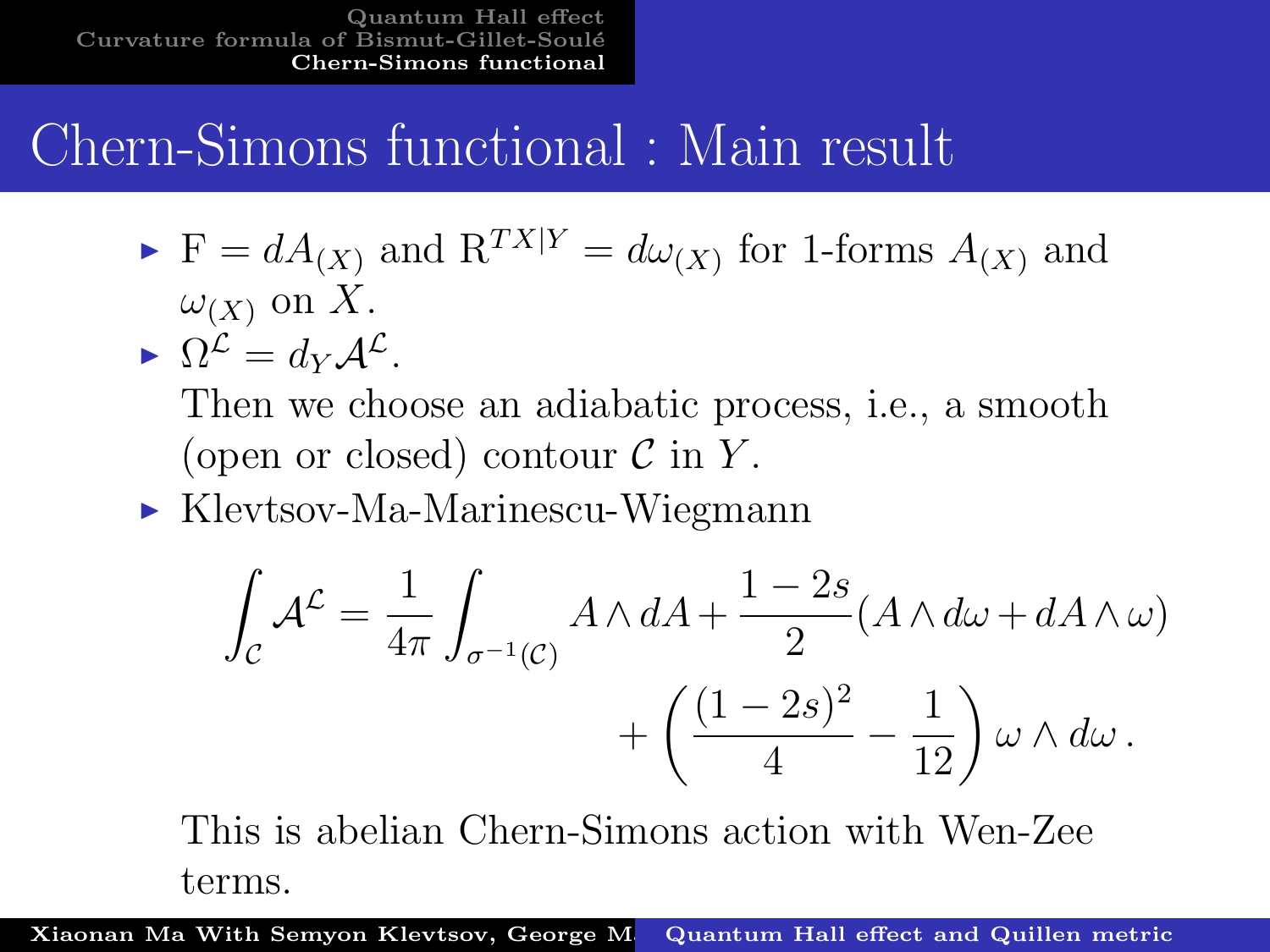# Chern-Simons functional : Main result

- $\mathrm{F} = dA_{(X)}$ and $\mathrm{R}^{TX|Y} = d\omega_{(X)}$ for 1-forms $A_{(X)}$ and $\omega_{(X)}$ on $X$.
- $\Omega^{\mathcal{L}} = d_Y \mathcal{A}^{\mathcal{L}}$.

  Then we choose an adiabatic process, i.e., a smooth (open or closed) contour $\mathcal{C}$ in $Y$.
- Klevtsov-Ma-Marinescu-Wiegmann

$$\int_{\mathcal{C}} \mathcal{A}^{\mathcal{L}} = \frac{1}{4\pi} \int_{\sigma^{-1}(\mathcal{C})} A \wedge dA + \frac{1-2s}{2}(A \wedge d\omega + dA \wedge \omega) + \left( \frac{(1-2s)^2}{4} - \frac{1}{12} \right) \omega \wedge d\omega \, .$$

This is abelian Chern-Simons action with Wen-Zee terms.